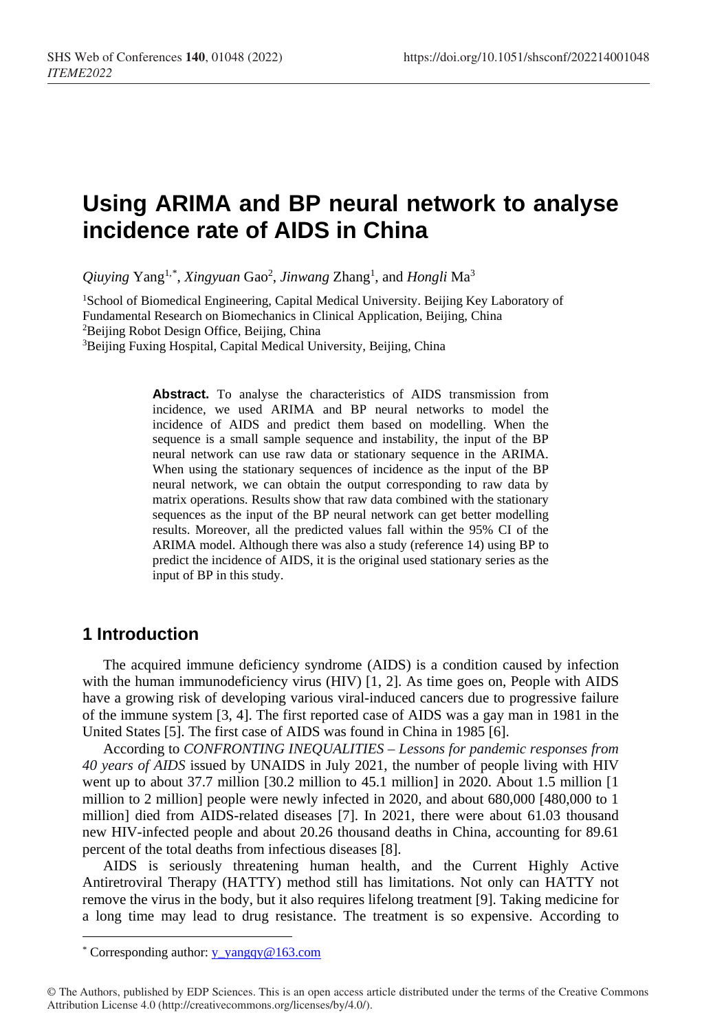# Using ARIMA and BP neural network to analyse incidence rate of AIDS in China

*Qiuying* Yang[1,*], *Xingyuan* Gao[2], *Jinwang* Zhang[1], and *Hongli* Ma[3]

[1]School of Biomedical Engineering, Capital Medical University. Beijing Key Laboratory of Fundamental Research on Biomechanics in Clinical Application, Beijing, China
[2]Beijing Robot Design Office, Beijing, China
[3]Beijing Fuxing Hospital, Capital Medical University, Beijing, China

**Abstract.** To analyse the characteristics of AIDS transmission from incidence, we used ARIMA and BP neural networks to model the incidence of AIDS and predict them based on modelling. When the sequence is a small sample sequence and instability, the input of the BP neural network can use raw data or stationary sequence in the ARIMA. When using the stationary sequences of incidence as the input of the BP neural network, we can obtain the output corresponding to raw data by matrix operations. Results show that raw data combined with the stationary sequences as the input of the BP neural network can get better modelling results. Moreover, all the predicted values fall within the 95% CI of the ARIMA model. Although there was also a study (reference 14) using BP to predict the incidence of AIDS, it is the original used stationary series as the input of BP in this study.

## 1 Introduction

The acquired immune deficiency syndrome (AIDS) is a condition caused by infection with the human immunodeficiency virus (HIV) [1, 2]. As time goes on, People with AIDS have a growing risk of developing various viral-induced cancers due to progressive failure of the immune system [3, 4]. The first reported case of AIDS was a gay man in 1981 in the United States [5]. The first case of AIDS was found in China in 1985 [6].

According to *CONFRONTING INEQUALITIES – Lessons for pandemic responses from 40 years of AIDS* issued by UNAIDS in July 2021, the number of people living with HIV went up to about 37.7 million [30.2 million to 45.1 million] in 2020. About 1.5 million [1 million to 2 million] people were newly infected in 2020, and about 680,000 [480,000 to 1 million] died from AIDS-related diseases [7]. In 2021, there were about 61.03 thousand new HIV-infected people and about 20.26 thousand deaths in China, accounting for 89.61 percent of the total deaths from infectious diseases [8].

AIDS is seriously threatening human health, and the Current Highly Active Antiretroviral Therapy (HATTY) method still has limitations. Not only can HATTY not remove the virus in the body, but it also requires lifelong treatment [9]. Taking medicine for a long time may lead to drug resistance. The treatment is so expensive. According to

* Corresponding author: y_yangqy@163.com

© The Authors, published by EDP Sciences. This is an open access article distributed under the terms of the Creative Commons Attribution License 4.0 (http://creativecommons.org/licenses/by/4.0/).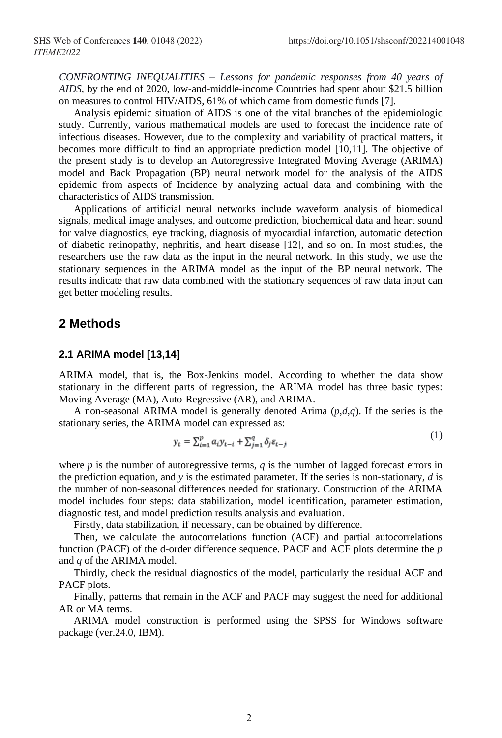*CONFRONTING INEQUALITIES – Lessons for pandemic responses from 40 years of AIDS*, by the end of 2020, low-and-middle-income Countries had spent about \$21.5 billion on measures to control HIV/AIDS, 61% of which came from domestic funds [7].

Analysis epidemic situation of AIDS is one of the vital branches of the epidemiologic study. Currently, various mathematical models are used to forecast the incidence rate of infectious diseases. However, due to the complexity and variability of practical matters, it becomes more difficult to find an appropriate prediction model [10,11]. The objective of the present study is to develop an Autoregressive Integrated Moving Average (ARIMA) model and Back Propagation (BP) neural network model for the analysis of the AIDS epidemic from aspects of Incidence by analyzing actual data and combining with the characteristics of AIDS transmission.

Applications of artificial neural networks include waveform analysis of biomedical signals, medical image analyses, and outcome prediction, biochemical data and heart sound for valve diagnostics, eye tracking, diagnosis of myocardial infarction, automatic detection of diabetic retinopathy, nephritis, and heart disease [12], and so on. In most studies, the researchers use the raw data as the input in the neural network. In this study, we use the stationary sequences in the ARIMA model as the input of the BP neural network. The results indicate that raw data combined with the stationary sequences of raw data input can get better modeling results.

## 2 Methods

### 2.1 ARIMA model [13,14]

ARIMA model, that is, the Box-Jenkins model. According to whether the data show stationary in the different parts of regression, the ARIMA model has three basic types: Moving Average (MA), Auto-Regressive (AR), and ARIMA.

A non-seasonal ARIMA model is generally denoted Arima ($p$,$d$,$q$). If the series is the stationary series, the ARIMA model can expressed as:

$$y_t = \sum_{i=1}^{p} a_i y_{t-i} + \sum_{j=1}^{q} \delta_j \varepsilon_{t-j} \tag{1}$$

where $p$ is the number of autoregressive terms, $q$ is the number of lagged forecast errors in the prediction equation, and $y$ is the estimated parameter. If the series is non-stationary, $d$ is the number of non-seasonal differences needed for stationary. Construction of the ARIMA model includes four steps: data stabilization, model identification, parameter estimation, diagnostic test, and model prediction results analysis and evaluation.

Firstly, data stabilization, if necessary, can be obtained by difference.

Then, we calculate the autocorrelations function (ACF) and partial autocorrelations function (PACF) of the d-order difference sequence. PACF and ACF plots determine the $p$ and $q$ of the ARIMA model.

Thirdly, check the residual diagnostics of the model, particularly the residual ACF and PACF plots.

Finally, patterns that remain in the ACF and PACF may suggest the need for additional AR or MA terms.

ARIMA model construction is performed using the SPSS for Windows software package (ver.24.0, IBM).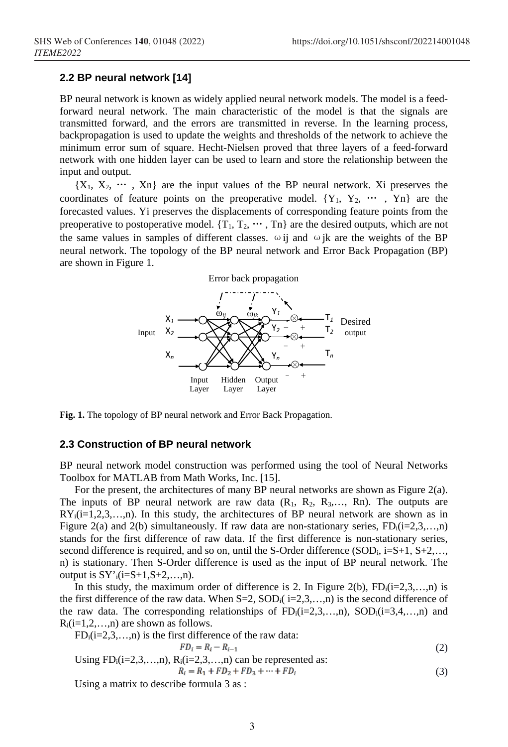### 2.2 BP neural network [14]

BP neural network is known as widely applied neural network models. The model is a feed-forward neural network. The main characteristic of the model is that the signals are transmitted forward, and the errors are transmitted in reverse. In the learning process, backpropagation is used to update the weights and thresholds of the network to achieve the minimum error sum of square. Hecht-Nielsen proved that three layers of a feed-forward network with one hidden layer can be used to learn and store the relationship between the input and output.

{$X_1$, $X_2$, ⋯ , Xn} are the input values of the BP neural network. Xi preserves the coordinates of feature points on the preoperative model. {$Y_1$, $Y_2$, ⋯ , Yn} are the forecasted values. Yi preserves the displacements of corresponding feature points from the preoperative to postoperative model. {$T_1$, $T_2$, ⋯ , Tn} are the desired outputs, which are not the same values in samples of different classes. ωij and ωjk are the weights of the BP neural network. The topology of the BP neural network and Error Back Propagation (BP) are shown in Figure 1.

**Fig. 1.** The topology of BP neural network and Error Back Propagation.

### 2.3 Construction of BP neural network

BP neural network model construction was performed using the tool of Neural Networks Toolbox for MATLAB from Math Works, Inc. [15].

For the present, the architectures of many BP neural networks are shown as Figure 2(a). The inputs of BP neural network are raw data ($R_1$, $R_2$, $R_3$,…, Rn). The outputs are $RY_i$(i=1,2,3,…,n). In this study, the architectures of BP neural network are shown as in Figure 2(a) and 2(b) simultaneously. If raw data are non-stationary series, $FD_i$(i=2,3,…,n) stands for the first difference of raw data. If the first difference is non-stationary series, second difference is required, and so on, until the S-Order difference ($SOD_i$, i=S+1, S+2,…, n) is stationary. Then S-Order difference is used as the input of BP neural network. The output is $SY'_i$(i=S+1,S+2,…,n).

In this study, the maximum order of difference is 2. In Figure 2(b), $FD_i$(i=2,3,…,n) is the first difference of the raw data. When S=2, $SOD_i$( i=2,3,…,n) is the second difference of the raw data. The corresponding relationships of $FD_i$(i=2,3,…,n), $SOD_i$(i=3,4,…,n) and $R_i$(i=1,2,…,n) are shown as follows.

$FD_i$(i=2,3,…,n) is the first difference of the raw data:

$$FD_i = R_i - R_{i-1} \tag{2}$$

Using $FD_i$(i=2,3,…,n), $R_i$(i=2,3,…,n) can be represented as:

$$R_i = R_1 + FD_2 + FD_3 + \cdots + FD_i \tag{3}$$

Using a matrix to describe formula 3 as :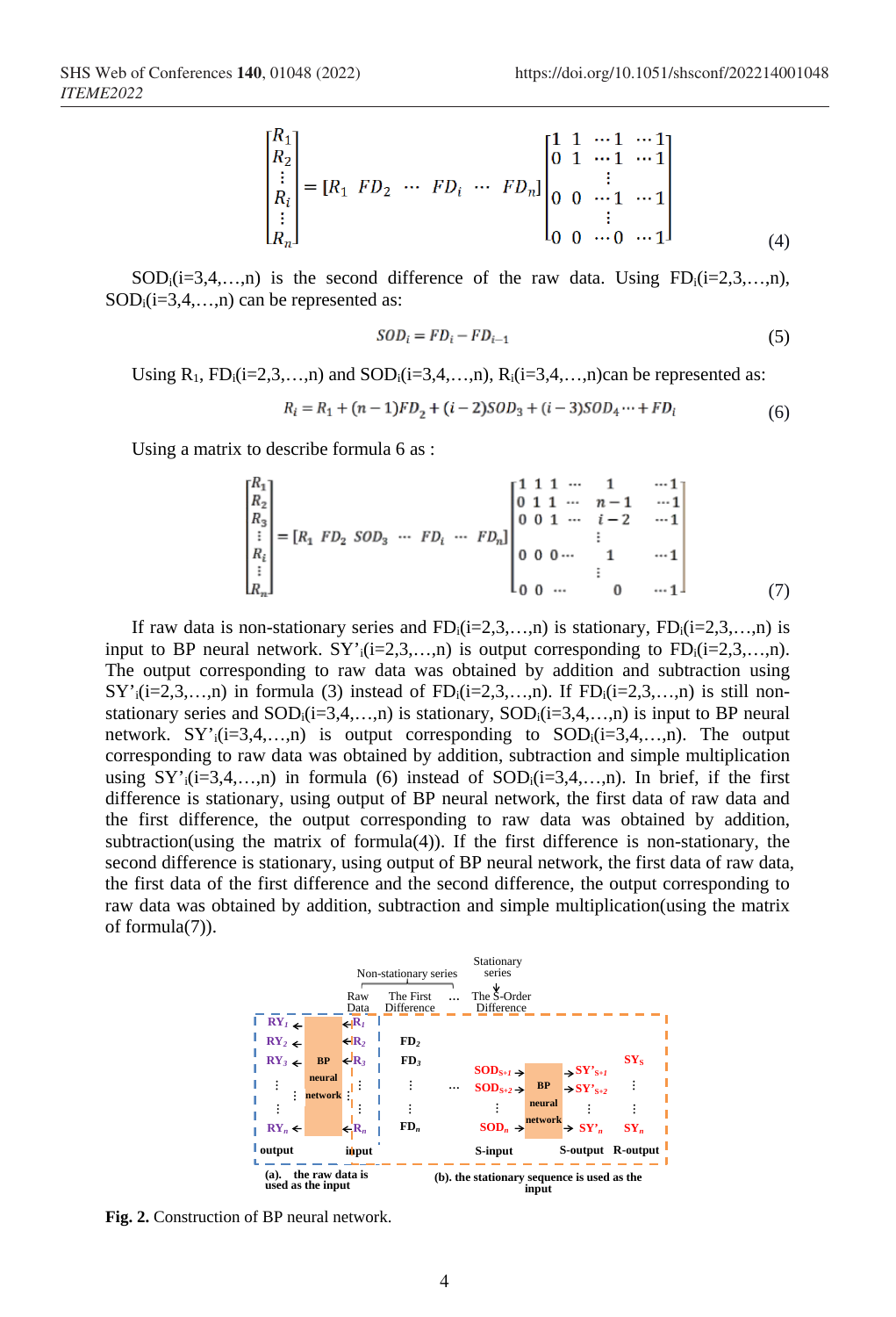$$\begin{bmatrix} R_1 \\ R_2 \\ \vdots \\ R_i \\ \vdots \\ R_n \end{bmatrix} = [R_1 \ \ FD_2 \ \ \cdots \ \ FD_i \ \ \cdots \ \ FD_n] \begin{bmatrix} 1 & 1 & \cdots 1 & \cdots 1 \\ 0 & 1 & \cdots 1 & \cdots 1 \\ & & \vdots & \\ 0 & 0 & \cdots 1 & \cdots 1 \\ & & \vdots & \\ 0 & 0 & \cdots 0 & \cdots 1 \end{bmatrix} \tag{4}$$

$SOD_i(i=3,4,\ldots,n)$ is the second difference of the raw data. Using $FD_i(i=2,3,\ldots,n)$, $SOD_i(i=3,4,\ldots,n)$ can be represented as:

$$SOD_i = FD_i - FD_{i-1} \tag{5}$$

Using $R_1$, $FD_i(i=2,3,\ldots,n)$ and $SOD_i(i=3,4,\ldots,n)$, $R_i(i=3,4,\ldots,n)$can be represented as:

$$R_i = R_1 + (n-1)FD_2 + (i-2)SOD_3 + (i-3)SOD_4 \cdots + FD_i \tag{6}$$

Using a matrix to describe formula 6 as :

$$\begin{bmatrix} R_1 \\ R_2 \\ R_3 \\ \vdots \\ R_i \\ \vdots \\ R_n \end{bmatrix} = [R_1 \ \ FD_2 \ \ SOD_3 \ \ \cdots \ \ FD_i \ \ \cdots \ \ FD_n] \begin{bmatrix} 1 & 1 & 1 & \cdots & 1 & \cdots 1 \\ 0 & 1 & 1 & \cdots & n-1 & \cdots 1 \\ 0 & 0 & 1 & \cdots & i-2 & \cdots 1 \\ & & & & \vdots & \\ 0 & 0 & 0 & \cdots & 1 & \cdots 1 \\ & & & & \vdots & \\ 0 & 0 & \cdots & & 0 & \cdots 1 \end{bmatrix} \tag{7}$$

If raw data is non-stationary series and $FD_i(i=2,3,\ldots,n)$ is stationary, $FD_i(i=2,3,\ldots,n)$ is input to BP neural network. $SY'_i(i=2,3,\ldots,n)$ is output corresponding to $FD_i(i=2,3,\ldots,n)$. The output corresponding to raw data was obtained by addition and subtraction using $SY'_i(i=2,3,\ldots,n)$ in formula (3) instead of $FD_i(i=2,3,\ldots,n)$. If $FD_i(i=2,3,\ldots,n)$ is still non-stationary series and $SOD_i(i=3,4,\ldots,n)$ is stationary, $SOD_i(i=3,4,\ldots,n)$ is input to BP neural network. $SY'_i(i=3,4,\ldots,n)$ is output corresponding to $SOD_i(i=3,4,\ldots,n)$. The output corresponding to raw data was obtained by addition, subtraction and simple multiplication using $SY'_i(i=3,4,\ldots,n)$ in formula (6) instead of $SOD_i(i=3,4,\ldots,n)$. In brief, if the first difference is stationary, using output of BP neural network, the first data of raw data and the first difference, the output corresponding to raw data was obtained by addition, subtraction(using the matrix of formula(4)). If the first difference is non-stationary, the second difference is stationary, using output of BP neural network, the first data of raw data, the first data of the first difference and the second difference, the output corresponding to raw data was obtained by addition, subtraction and simple multiplication(using the matrix of formula(7)).

**Fig. 2.** Construction of BP neural network.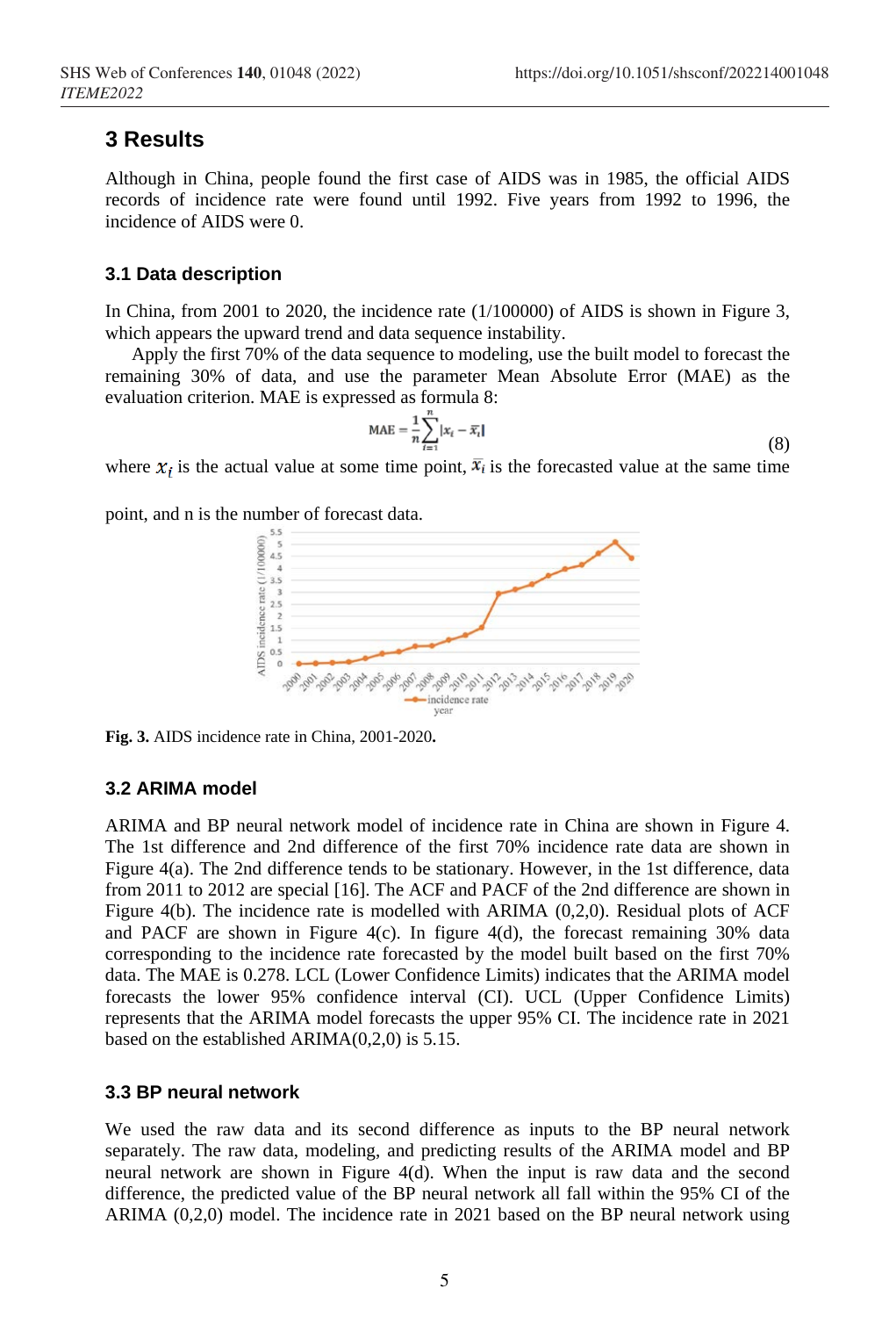## 3 Results

Although in China, people found the first case of AIDS was in 1985, the official AIDS records of incidence rate were found until 1992. Five years from 1992 to 1996, the incidence of AIDS were 0.

### 3.1 Data description

In China, from 2001 to 2020, the incidence rate (1/100000) of AIDS is shown in Figure 3, which appears the upward trend and data sequence instability.

Apply the first 70% of the data sequence to modeling, use the built model to forecast the remaining 30% of data, and use the parameter Mean Absolute Error (MAE) as the evaluation criterion. MAE is expressed as formula 8:

$$\text{MAE} = \frac{1}{n}\sum_{i=1}^{n}|x_i - \bar{x}_i| \tag{8}$$

where $x_i$ is the actual value at some time point, $\bar{x}_i$ is the forecasted value at the same time point, and n is the number of forecast data.

**Fig. 3.** AIDS incidence rate in China, 2001-2020**.**

### 3.2 ARIMA model

ARIMA and BP neural network model of incidence rate in China are shown in Figure 4. The 1st difference and 2nd difference of the first 70% incidence rate data are shown in Figure 4(a). The 2nd difference tends to be stationary. However, in the 1st difference, data from 2011 to 2012 are special [16]. The ACF and PACF of the 2nd difference are shown in Figure 4(b). The incidence rate is modelled with ARIMA (0,2,0). Residual plots of ACF and PACF are shown in Figure 4(c). In figure 4(d), the forecast remaining 30% data corresponding to the incidence rate forecasted by the model built based on the first 70% data. The MAE is 0.278. LCL (Lower Confidence Limits) indicates that the ARIMA model forecasts the lower 95% confidence interval (CI). UCL (Upper Confidence Limits) represents that the ARIMA model forecasts the upper 95% CI. The incidence rate in 2021 based on the established ARIMA(0,2,0) is 5.15.

### 3.3 BP neural network

We used the raw data and its second difference as inputs to the BP neural network separately. The raw data, modeling, and predicting results of the ARIMA model and BP neural network are shown in Figure 4(d). When the input is raw data and the second difference, the predicted value of the BP neural network all fall within the 95% CI of the ARIMA (0,2,0) model. The incidence rate in 2021 based on the BP neural network using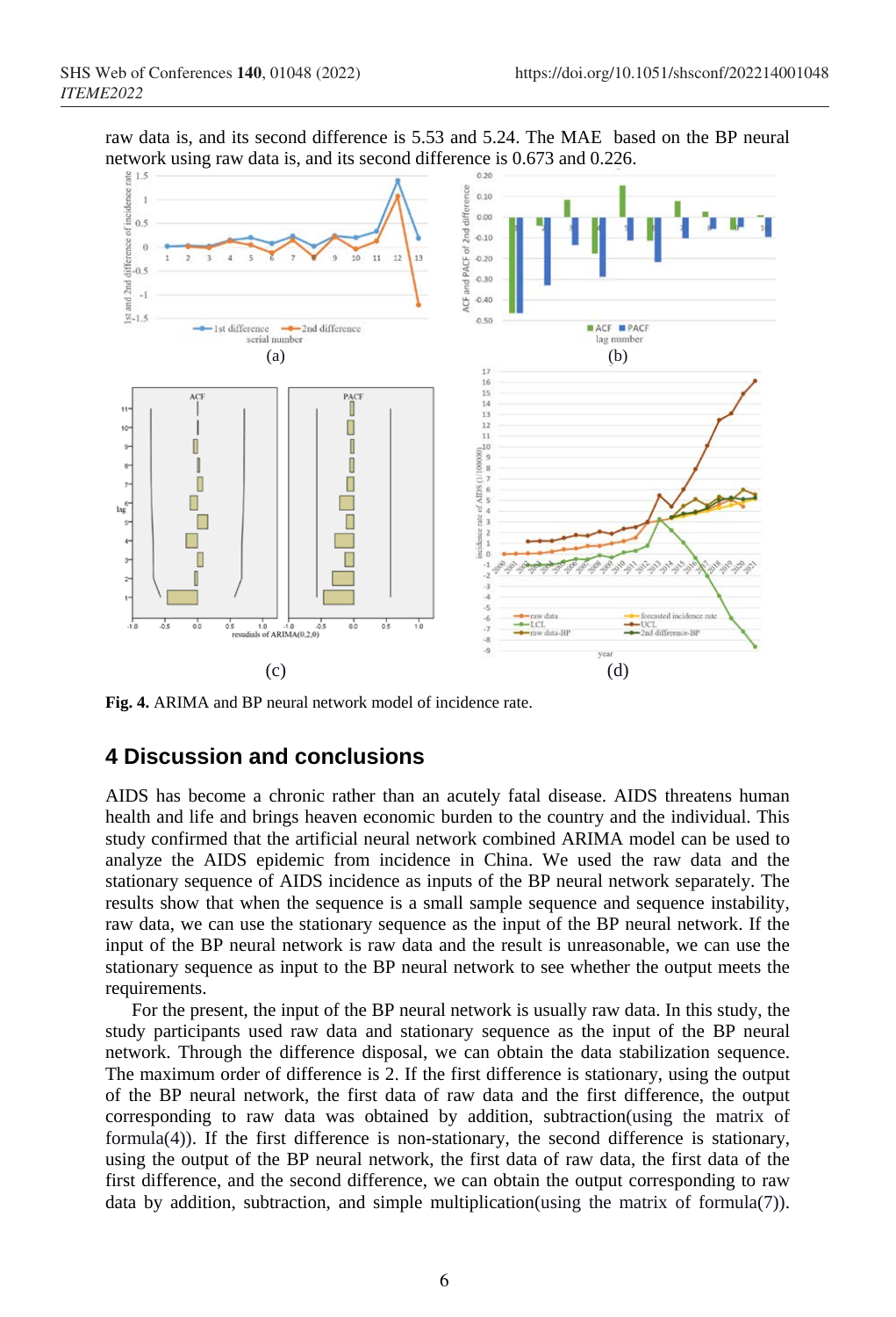raw data is, and its second difference is 5.53 and 5.24. The MAE based on the BP neural network using raw data is, and its second difference is 0.673 and 0.226.

**Fig. 4.** ARIMA and BP neural network model of incidence rate.

## 4 Discussion and conclusions

AIDS has become a chronic rather than an acutely fatal disease. AIDS threatens human health and life and brings heaven economic burden to the country and the individual. This study confirmed that the artificial neural network combined ARIMA model can be used to analyze the AIDS epidemic from incidence in China. We used the raw data and the stationary sequence of AIDS incidence as inputs of the BP neural network separately. The results show that when the sequence is a small sample sequence and sequence instability, raw data, we can use the stationary sequence as the input of the BP neural network. If the input of the BP neural network is raw data and the result is unreasonable, we can use the stationary sequence as input to the BP neural network to see whether the output meets the requirements.

For the present, the input of the BP neural network is usually raw data. In this study, the study participants used raw data and stationary sequence as the input of the BP neural network. Through the difference disposal, we can obtain the data stabilization sequence. The maximum order of difference is 2. If the first difference is stationary, using the output of the BP neural network, the first data of raw data and the first difference, the output corresponding to raw data was obtained by addition, subtraction(using the matrix of formula(4)). If the first difference is non-stationary, the second difference is stationary, using the output of the BP neural network, the first data of raw data, the first data of the first difference, and the second difference, we can obtain the output corresponding to raw data by addition, subtraction, and simple multiplication(using the matrix of formula(7)).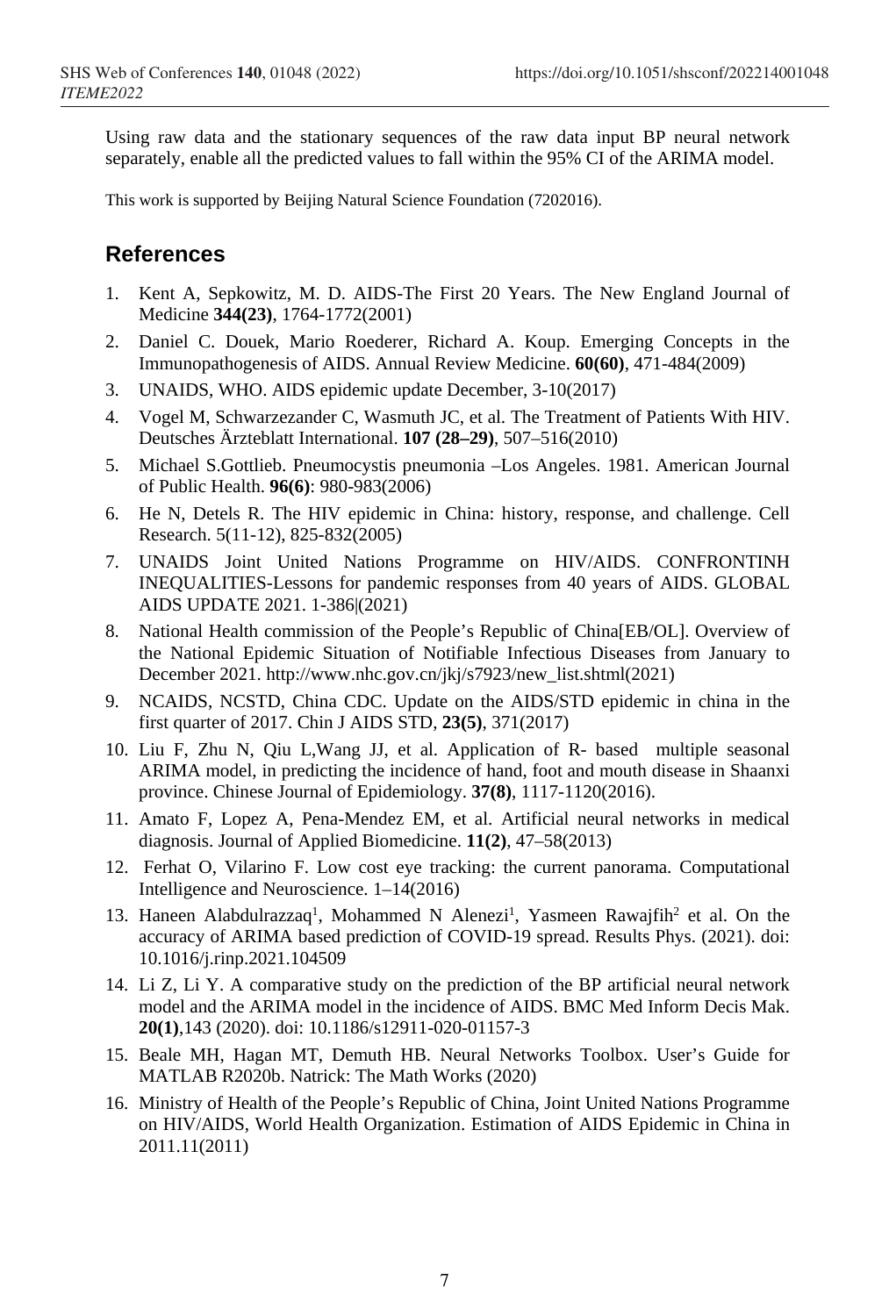Using raw data and the stationary sequences of the raw data input BP neural network separately, enable all the predicted values to fall within the 95% CI of the ARIMA model.

This work is supported by Beijing Natural Science Foundation (7202016).

## References

1. Kent A, Sepkowitz, M. D. AIDS-The First 20 Years. The New England Journal of Medicine **344(23)**, 1764-1772(2001)
2. Daniel C. Douek, Mario Roederer, Richard A. Koup. Emerging Concepts in the Immunopathogenesis of AIDS. Annual Review Medicine. **60(60)**, 471-484(2009)
3. UNAIDS, WHO. AIDS epidemic update December, 3-10(2017)
4. Vogel M, Schwarzezander C, Wasmuth JC, et al. The Treatment of Patients With HIV. Deutsches Ärzteblatt International. **107 (28–29)**, 507–516(2010)
5. Michael S.Gottlieb. Pneumocystis pneumonia –Los Angeles. 1981. American Journal of Public Health. **96(6)**: 980-983(2006)
6. He N, Detels R. The HIV epidemic in China: history, response, and challenge. Cell Research. 5(11-12), 825-832(2005)
7. UNAIDS Joint United Nations Programme on HIV/AIDS. CONFRONTINH INEQUALITIES-Lessons for pandemic responses from 40 years of AIDS. GLOBAL AIDS UPDATE 2021. 1-386|(2021)
8. National Health commission of the People's Republic of China[EB/OL]. Overview of the National Epidemic Situation of Notifiable Infectious Diseases from January to December 2021. http://www.nhc.gov.cn/jkj/s7923/new_list.shtml(2021)
9. NCAIDS, NCSTD, China CDC. Update on the AIDS/STD epidemic in china in the first quarter of 2017. Chin J AIDS STD, **23(5)**, 371(2017)
10. Liu F, Zhu N, Qiu L,Wang JJ, et al. Application of R- based multiple seasonal ARIMA model, in predicting the incidence of hand, foot and mouth disease in Shaanxi province. Chinese Journal of Epidemiology. **37(8)**, 1117-1120(2016).
11. Amato F, Lopez A, Pena-Mendez EM, et al. Artificial neural networks in medical diagnosis. Journal of Applied Biomedicine. **11(2)**, 47–58(2013)
12. Ferhat O, Vilarino F. Low cost eye tracking: the current panorama. Computational Intelligence and Neuroscience. 1–14(2016)
13. Haneen Alabdulrazzaq[1], Mohammed N Alenezi[1], Yasmeen Rawajfih[2] et al. On the accuracy of ARIMA based prediction of COVID-19 spread. Results Phys. (2021). doi: 10.1016/j.rinp.2021.104509
14. Li Z, Li Y. A comparative study on the prediction of the BP artificial neural network model and the ARIMA model in the incidence of AIDS. BMC Med Inform Decis Mak. **20(1)**,143 (2020). doi: 10.1186/s12911-020-01157-3
15. Beale MH, Hagan MT, Demuth HB. Neural Networks Toolbox. User's Guide for MATLAB R2020b. Natrick: The Math Works (2020)
16. Ministry of Health of the People's Republic of China, Joint United Nations Programme on HIV/AIDS, World Health Organization. Estimation of AIDS Epidemic in China in 2011.11(2011)